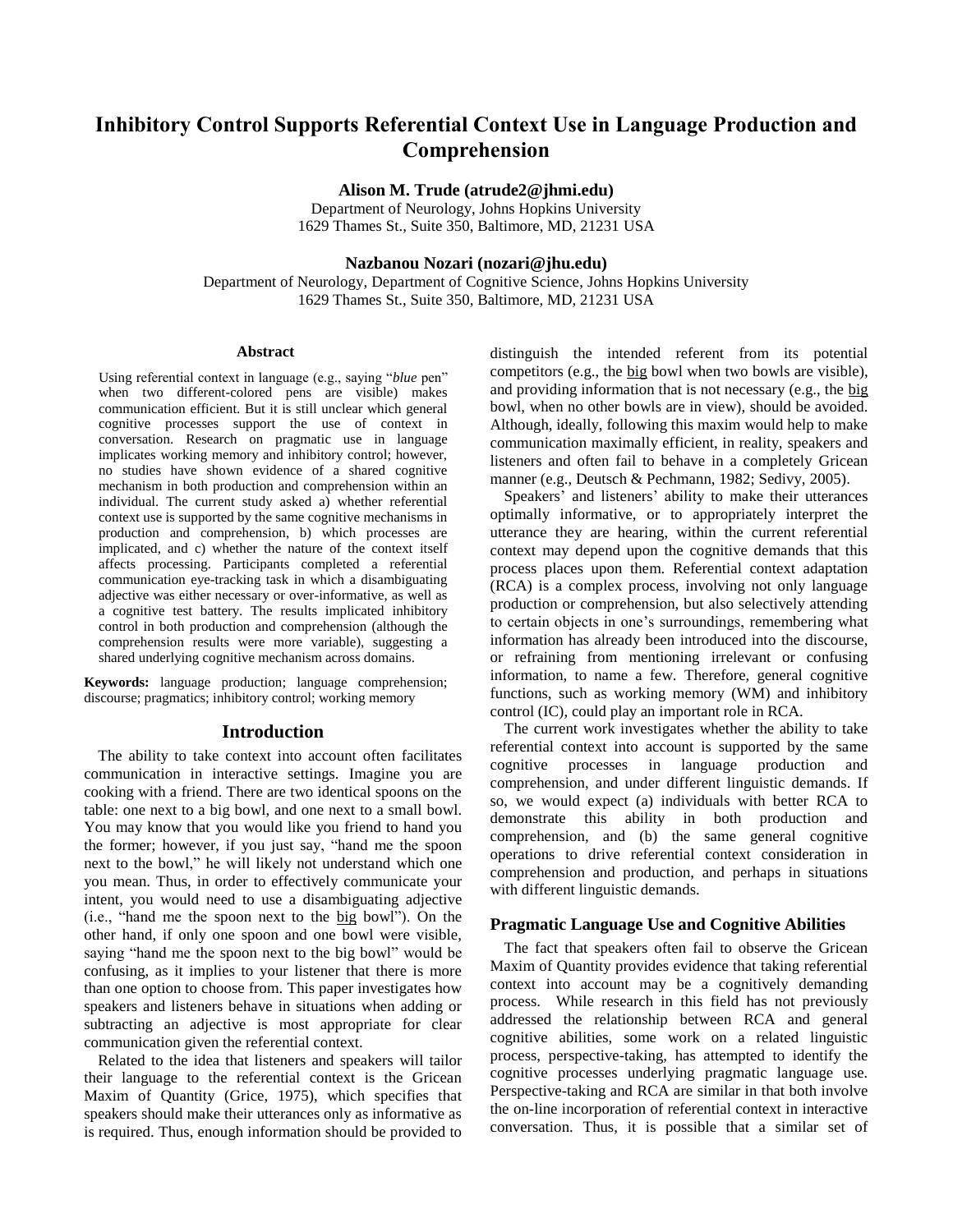# Inhibitory Control Supports Referential Context Use in Language Production and Comprehension

**Alison M. Trude (atrude2@jhmi.edu)**
Department of Neurology, Johns Hopkins University
1629 Thames St., Suite 350, Baltimore, MD, 21231 USA

**Nazbanou Nozari (nozari@jhu.edu)**
Department of Neurology, Department of Cognitive Science, Johns Hopkins University
1629 Thames St., Suite 350, Baltimore, MD, 21231 USA

## Abstract

Using referential context in language (e.g., saying "*blue* pen" when two different-colored pens are visible) makes communication efficient. But it is still unclear which general cognitive processes support the use of context in conversation. Research on pragmatic use in language implicates working memory and inhibitory control; however, no studies have shown evidence of a shared cognitive mechanism in both production and comprehension within an individual. The current study asked a) whether referential context use is supported by the same cognitive mechanisms in production and comprehension, b) which processes are implicated, and c) whether the nature of the context itself affects processing. Participants completed a referential communication eye-tracking task in which a disambiguating adjective was either necessary or over-informative, as well as a cognitive test battery. The results implicated inhibitory control in both production and comprehension (although the comprehension results were more variable), suggesting a shared underlying cognitive mechanism across domains.

**Keywords:** language production; language comprehension; discourse; pragmatics; inhibitory control; working memory

## Introduction

The ability to take context into account often facilitates communication in interactive settings. Imagine you are cooking with a friend. There are two identical spoons on the table: one next to a big bowl, and one next to a small bowl. You may know that you would like you friend to hand you the former; however, if you just say, "hand me the spoon next to the bowl," he will likely not understand which one you mean. Thus, in order to effectively communicate your intent, you would need to use a disambiguating adjective (i.e., "hand me the spoon next to the big bowl"). On the other hand, if only one spoon and one bowl were visible, saying "hand me the spoon next to the big bowl" would be confusing, as it implies to your listener that there is more than one option to choose from. This paper investigates how speakers and listeners behave in situations when adding or subtracting an adjective is most appropriate for clear communication given the referential context.

Related to the idea that listeners and speakers will tailor their language to the referential context is the Gricean Maxim of Quantity (Grice, 1975), which specifies that speakers should make their utterances only as informative as is required. Thus, enough information should be provided to distinguish the intended referent from its potential competitors (e.g., the big bowl when two bowls are visible), and providing information that is not necessary (e.g., the big bowl, when no other bowls are in view), should be avoided. Although, ideally, following this maxim would help to make communication maximally efficient, in reality, speakers and listeners and often fail to behave in a completely Gricean manner (e.g., Deutsch & Pechmann, 1982; Sedivy, 2005).

Speakers' and listeners' ability to make their utterances optimally informative, or to appropriately interpret the utterance they are hearing, within the current referential context may depend upon the cognitive demands that this process places upon them. Referential context adaptation (RCA) is a complex process, involving not only language production or comprehension, but also selectively attending to certain objects in one's surroundings, remembering what information has already been introduced into the discourse, or refraining from mentioning irrelevant or confusing information, to name a few. Therefore, general cognitive functions, such as working memory (WM) and inhibitory control (IC), could play an important role in RCA.

The current work investigates whether the ability to take referential context into account is supported by the same cognitive processes in language production and comprehension, and under different linguistic demands. If so, we would expect (a) individuals with better RCA to demonstrate this ability in both production and comprehension, and (b) the same general cognitive operations to drive referential context consideration in comprehension and production, and perhaps in situations with different linguistic demands.

### Pragmatic Language Use and Cognitive Abilities

The fact that speakers often fail to observe the Gricean Maxim of Quantity provides evidence that taking referential context into account may be a cognitively demanding process. While research in this field has not previously addressed the relationship between RCA and general cognitive abilities, some work on a related linguistic process, perspective-taking, has attempted to identify the cognitive processes underlying pragmatic language use. Perspective-taking and RCA are similar in that both involve the on-line incorporation of referential context in interactive conversation. Thus, it is possible that a similar set of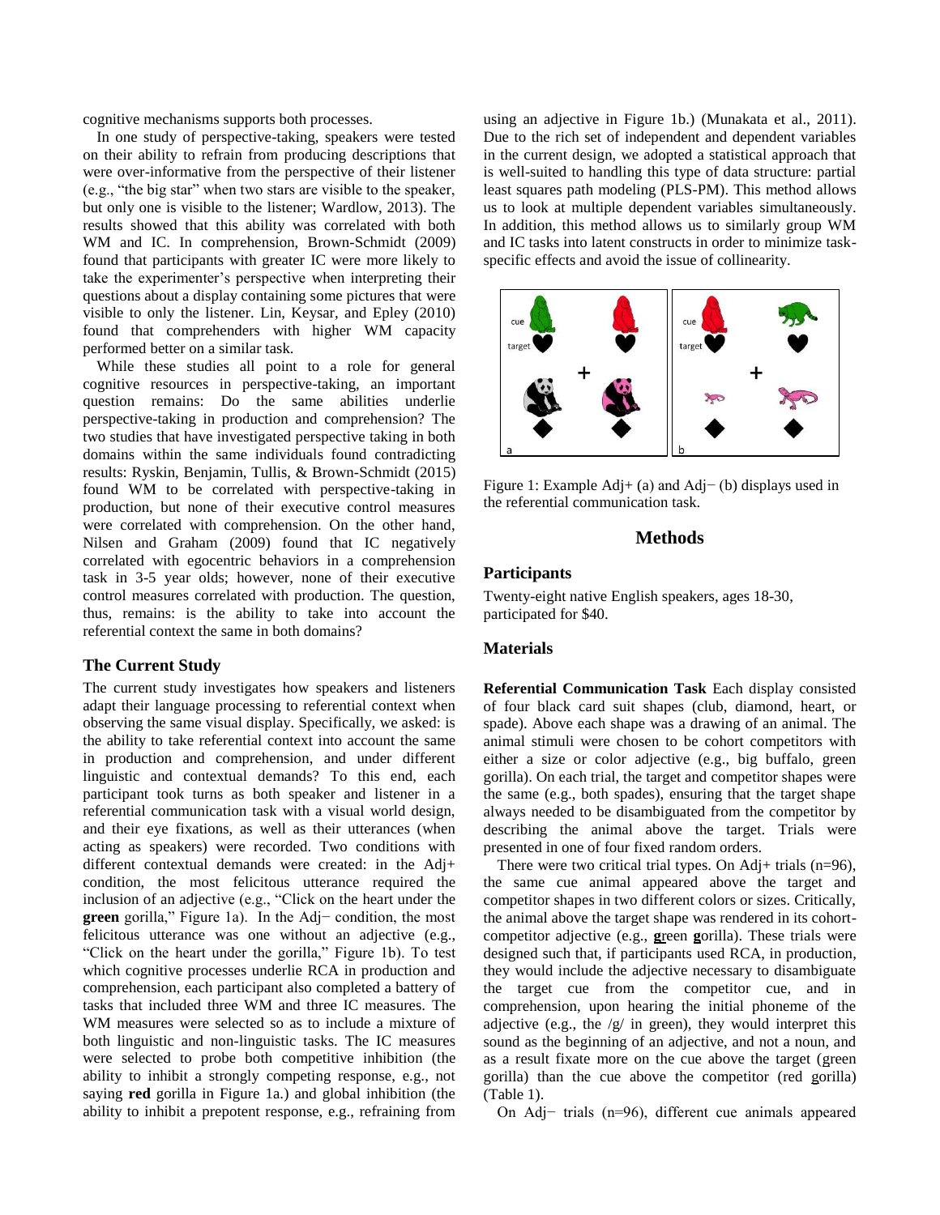cognitive mechanisms supports both processes.

In one study of perspective-taking, speakers were tested on their ability to refrain from producing descriptions that were over-informative from the perspective of their listener (e.g., "the big star" when two stars are visible to the speaker, but only one is visible to the listener; Wardlow, 2013). The results showed that this ability was correlated with both WM and IC. In comprehension, Brown-Schmidt (2009) found that participants with greater IC were more likely to take the experimenter's perspective when interpreting their questions about a display containing some pictures that were visible to only the listener. Lin, Keysar, and Epley (2010) found that comprehenders with higher WM capacity performed better on a similar task.

While these studies all point to a role for general cognitive resources in perspective-taking, an important question remains: Do the same abilities underlie perspective-taking in production and comprehension? The two studies that have investigated perspective taking in both domains within the same individuals found contradicting results: Ryskin, Benjamin, Tullis, & Brown-Schmidt (2015) found WM to be correlated with perspective-taking in production, but none of their executive control measures were correlated with comprehension. On the other hand, Nilsen and Graham (2009) found that IC negatively correlated with egocentric behaviors in a comprehension task in 3-5 year olds; however, none of their executive control measures correlated with production. The question, thus, remains: is the ability to take into account the referential context the same in both domains?

## The Current Study

The current study investigates how speakers and listeners adapt their language processing to referential context when observing the same visual display. Specifically, we asked: is the ability to take referential context into account the same in production and comprehension, and under different linguistic and contextual demands? To this end, each participant took turns as both speaker and listener in a referential communication task with a visual world design, and their eye fixations, as well as their utterances (when acting as speakers) were recorded. Two conditions with different contextual demands were created: in the Adj+ condition, the most felicitous utterance required the inclusion of an adjective (e.g., "Click on the heart under the **green** gorilla," Figure 1a). In the Adj− condition, the most felicitous utterance was one without an adjective (e.g., "Click on the heart under the gorilla," Figure 1b). To test which cognitive processes underlie RCA in production and comprehension, each participant also completed a battery of tasks that included three WM and three IC measures. The WM measures were selected so as to include a mixture of both linguistic and non-linguistic tasks. The IC measures were selected to probe both competitive inhibition (the ability to inhibit a strongly competing response, e.g., not saying **red** gorilla in Figure 1a.) and global inhibition (the ability to inhibit a prepotent response, e.g., refraining from using an adjective in Figure 1b.) (Munakata et al., 2011). Due to the rich set of independent and dependent variables in the current design, we adopted a statistical approach that is well-suited to handling this type of data structure: partial least squares path modeling (PLS-PM). This method allows us to look at multiple dependent variables simultaneously. In addition, this method allows us to similarly group WM and IC tasks into latent constructs in order to minimize task-specific effects and avoid the issue of collinearity.

Figure 1: Example Adj+ (a) and Adj− (b) displays used in the referential communication task.

# Methods

## Participants

Twenty-eight native English speakers, ages 18-30, participated for $40.

## Materials

**Referential Communication Task** Each display consisted of four black card suit shapes (club, diamond, heart, or spade). Above each shape was a drawing of an animal. The animal stimuli were chosen to be cohort competitors with either a size or color adjective (e.g., big buffalo, green gorilla). On each trial, the target and competitor shapes were the same (e.g., both spades), ensuring that the target shape always needed to be disambiguated from the competitor by describing the animal above the target. Trials were presented in one of four fixed random orders.

There were two critical trial types. On Adj+ trials (n=96), the same cue animal appeared above the target and competitor shapes in two different colors or sizes. Critically, the animal above the target shape was rendered in its cohort-competitor adjective (e.g., **g**reen **g**orilla). These trials were designed such that, if participants used RCA, in production, they would include the adjective necessary to disambiguate the target cue from the competitor cue, and in comprehension, upon hearing the initial phoneme of the adjective (e.g., the /g/ in green), they would interpret this sound as the beginning of an adjective, and not a noun, and as a result fixate more on the cue above the target (green gorilla) than the cue above the competitor (red gorilla) (Table 1).

On Adj− trials (n=96), different cue animals appeared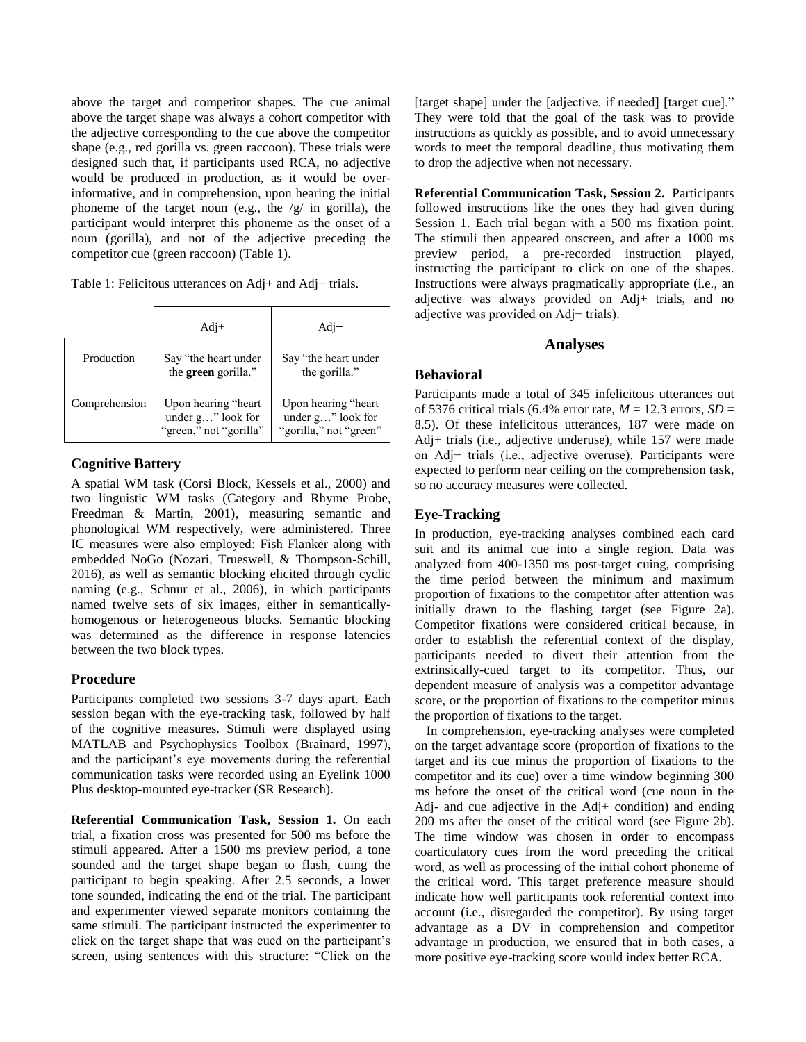above the target and competitor shapes. The cue animal above the target shape was always a cohort competitor with the adjective corresponding to the cue above the competitor shape (e.g., red gorilla vs. green raccoon). These trials were designed such that, if participants used RCA, no adjective would be produced in production, as it would be over-informative, and in comprehension, upon hearing the initial phoneme of the target noun (e.g., the /g/ in gorilla), the participant would interpret this phoneme as the onset of a noun (gorilla), and not of the adjective preceding the competitor cue (green raccoon) (Table 1).

Table 1: Felicitous utterances on Adj+ and Adj− trials.

| | Adj+ | Adj− |
|---|---|---|
| Production | Say "the heart under the **green** gorilla." | Say "the heart under the gorilla." |
| Comprehension | Upon hearing "heart under g…" look for "green," not "gorilla" | Upon hearing "heart under g…" look for "gorilla," not "green" |

## Cognitive Battery

A spatial WM task (Corsi Block, Kessels et al., 2000) and two linguistic WM tasks (Category and Rhyme Probe, Freedman & Martin, 2001), measuring semantic and phonological WM respectively, were administered. Three IC measures were also employed: Fish Flanker along with embedded NoGo (Nozari, Trueswell, & Thompson-Schill, 2016), as well as semantic blocking elicited through cyclic naming (e.g., Schnur et al., 2006), in which participants named twelve sets of six images, either in semantically-homogenous or heterogeneous blocks. Semantic blocking was determined as the difference in response latencies between the two block types.

## Procedure

Participants completed two sessions 3-7 days apart. Each session began with the eye-tracking task, followed by half of the cognitive measures. Stimuli were displayed using MATLAB and Psychophysics Toolbox (Brainard, 1997), and the participant's eye movements during the referential communication tasks were recorded using an Eyelink 1000 Plus desktop-mounted eye-tracker (SR Research).

**Referential Communication Task, Session 1.** On each trial, a fixation cross was presented for 500 ms before the stimuli appeared. After a 1500 ms preview period, a tone sounded and the target shape began to flash, cuing the participant to begin speaking. After 2.5 seconds, a lower tone sounded, indicating the end of the trial. The participant and experimenter viewed separate monitors containing the same stimuli. The participant instructed the experimenter to click on the target shape that was cued on the participant's screen, using sentences with this structure: "Click on the [target shape] under the [adjective, if needed] [target cue]." They were told that the goal of the task was to provide instructions as quickly as possible, and to avoid unnecessary words to meet the temporal deadline, thus motivating them to drop the adjective when not necessary.

**Referential Communication Task, Session 2.** Participants followed instructions like the ones they had given during Session 1. Each trial began with a 500 ms fixation point. The stimuli then appeared onscreen, and after a 1000 ms preview period, a pre-recorded instruction played, instructing the participant to click on one of the shapes. Instructions were always pragmatically appropriate (i.e., an adjective was always provided on Adj+ trials, and no adjective was provided on Adj− trials).

# Analyses

## Behavioral

Participants made a total of 345 infelicitous utterances out of 5376 critical trials (6.4% error rate, $M = 12.3$ errors, $SD = 8.5$). Of these infelicitous utterances, 187 were made on Adj+ trials (i.e., adjective underuse), while 157 were made on Adj− trials (i.e., adjective overuse). Participants were expected to perform near ceiling on the comprehension task, so no accuracy measures were collected.

## Eye-Tracking

In production, eye-tracking analyses combined each card suit and its animal cue into a single region. Data was analyzed from 400-1350 ms post-target cuing, comprising the time period between the minimum and maximum proportion of fixations to the competitor after attention was initially drawn to the flashing target (see Figure 2a). Competitor fixations were considered critical because, in order to establish the referential context of the display, participants needed to divert their attention from the extrinsically-cued target to its competitor. Thus, our dependent measure of analysis was a competitor advantage score, or the proportion of fixations to the competitor minus the proportion of fixations to the target.

In comprehension, eye-tracking analyses were completed on the target advantage score (proportion of fixations to the target and its cue minus the proportion of fixations to the competitor and its cue) over a time window beginning 300 ms before the onset of the critical word (cue noun in the Adj- and cue adjective in the Adj+ condition) and ending 200 ms after the onset of the critical word (see Figure 2b). The time window was chosen in order to encompass coarticulatory cues from the word preceding the critical word, as well as processing of the initial cohort phoneme of the critical word. This target preference measure should indicate how well participants took referential context into account (i.e., disregarded the competitor). By using target advantage as a DV in comprehension and competitor advantage in production, we ensured that in both cases, a more positive eye-tracking score would index better RCA.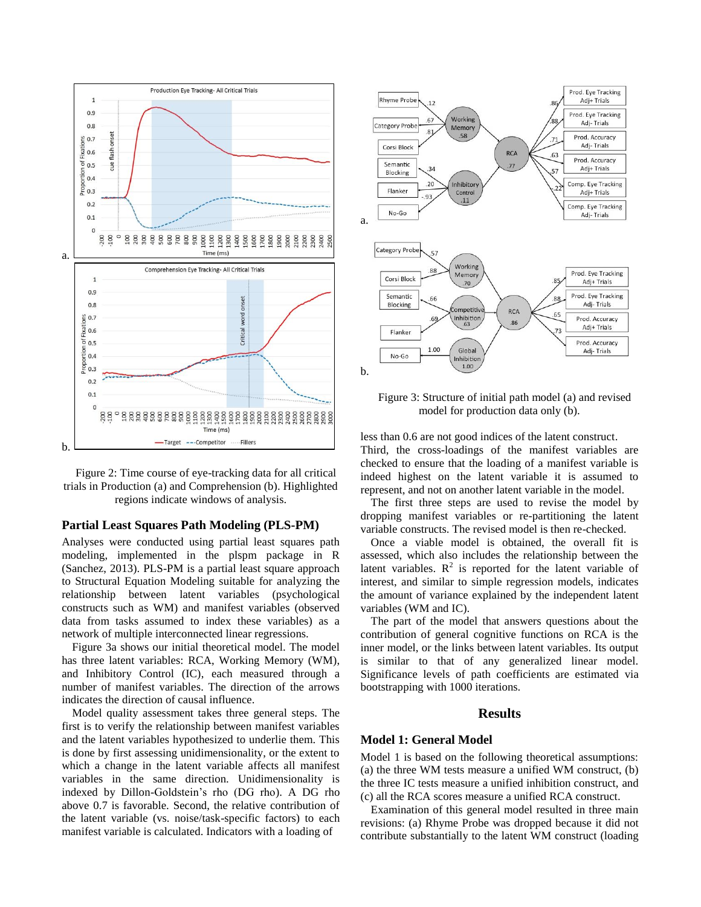Figure 2: Time course of eye-tracking data for all critical trials in Production (a) and Comprehension (b). Highlighted regions indicate windows of analysis.

## Partial Least Squares Path Modeling (PLS-PM)

Analyses were conducted using partial least squares path modeling, implemented in the plspm package in R (Sanchez, 2013). PLS-PM is a partial least square approach to Structural Equation Modeling suitable for analyzing the relationship between latent variables (psychological constructs such as WM) and manifest variables (observed data from tasks assumed to index these variables) as a network of multiple interconnected linear regressions.

Figure 3a shows our initial theoretical model. The model has three latent variables: RCA, Working Memory (WM), and Inhibitory Control (IC), each measured through a number of manifest variables. The direction of the arrows indicates the direction of causal influence.

Model quality assessment takes three general steps. The first is to verify the relationship between manifest variables and the latent variables hypothesized to underlie them. This is done by first assessing unidimensionality, or the extent to which a change in the latent variable affects all manifest variables in the same direction. Unidimensionality is indexed by Dillon-Goldstein's rho (DG rho). A DG rho above 0.7 is favorable. Second, the relative contribution of the latent variable (vs. noise/task-specific factors) to each manifest variable is calculated. Indicators with a loading of less than 0.6 are not good indices of the latent construct. Third, the cross-loadings of the manifest variables are checked to ensure that the loading of a manifest variable is indeed highest on the latent variable it is assumed to represent, and not on another latent variable in the model.

The first three steps are used to revise the model by dropping manifest variables or re-partitioning the latent variable constructs. The revised model is then re-checked.

Once a viable model is obtained, the overall fit is assessed, which also includes the relationship between the latent variables. $R^2$ is reported for the latent variable of interest, and similar to simple regression models, indicates the amount of variance explained by the independent latent variables (WM and IC).

The part of the model that answers questions about the contribution of general cognitive functions on RCA is the inner model, or the links between latent variables. Its output is similar to that of any generalized linear model. Significance levels of path coefficients are estimated via bootstrapping with 1000 iterations.

Figure 3: Structure of initial path model (a) and revised model for production data only (b).

# Results

## Model 1: General Model

Model 1 is based on the following theoretical assumptions: (a) the three WM tests measure a unified WM construct, (b) the three IC tests measure a unified inhibition construct, and (c) all the RCA scores measure a unified RCA construct.

Examination of this general model resulted in three main revisions: (a) Rhyme Probe was dropped because it did not contribute substantially to the latent WM construct (loading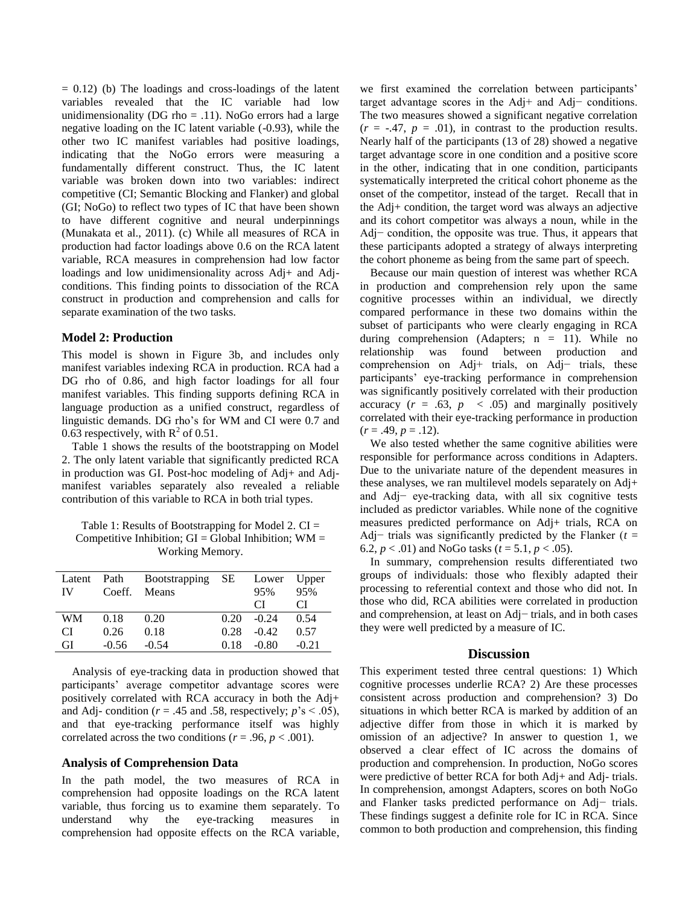= 0.12) (b) The loadings and cross-loadings of the latent variables revealed that the IC variable had low unidimensionality (DG rho = .11). NoGo errors had a large negative loading on the IC latent variable (-0.93), while the other two IC manifest variables had positive loadings, indicating that the NoGo errors were measuring a fundamentally different construct. Thus, the IC latent variable was broken down into two variables: indirect competitive (CI; Semantic Blocking and Flanker) and global (GI; NoGo) to reflect two types of IC that have been shown to have different cognitive and neural underpinnings (Munakata et al., 2011). (c) While all measures of RCA in production had factor loadings above 0.6 on the RCA latent variable, RCA measures in comprehension had low factor loadings and low unidimensionality across Adj+ and Adj- conditions. This finding points to dissociation of the RCA construct in production and comprehension and calls for separate examination of the two tasks.

### Model 2: Production

This model is shown in Figure 3b, and includes only manifest variables indexing RCA in production. RCA had a DG rho of 0.86, and high factor loadings for all four manifest variables. This finding supports defining RCA in language production as a unified construct, regardless of linguistic demands. DG rho's for WM and CI were 0.7 and 0.63 respectively, with $R^2$ of 0.51.

Table 1 shows the results of the bootstrapping on Model 2. The only latent variable that significantly predicted RCA in production was GI. Post-hoc modeling of Adj+ and Adj- manifest variables separately also revealed a reliable contribution of this variable to RCA in both trial types.

Table 1: Results of Bootstrapping for Model 2. CI = Competitive Inhibition; GI = Global Inhibition; WM = Working Memory.

| Latent IV | Path Coeff. | Bootstrapping Means | SE | Lower 95% CI | Upper 95% CI |
|---|---|---|---|---|---|
| WM | 0.18 | 0.20 | 0.20 | -0.24 | 0.54 |
| CI | 0.26 | 0.18 | 0.28 | -0.42 | 0.57 |
| GI | -0.56 | -0.54 | 0.18 | -0.80 | -0.21 |

Analysis of eye-tracking data in production showed that participants' average competitor advantage scores were positively correlated with RCA accuracy in both the Adj+ and Adj- condition ($r$ = .45 and .58, respectively; $p$'s < .05), and that eye-tracking performance itself was highly correlated across the two conditions ($r$ = .96, $p$ < .001).

### Analysis of Comprehension Data

In the path model, the two measures of RCA in comprehension had opposite loadings on the RCA latent variable, thus forcing us to examine them separately. To understand why the eye-tracking measures in comprehension had opposite effects on the RCA variable, we first examined the correlation between participants' target advantage scores in the Adj+ and Adj− conditions. The two measures showed a significant negative correlation ($r$ = -.47, $p$ = .01), in contrast to the production results. Nearly half of the participants (13 of 28) showed a negative target advantage score in one condition and a positive score in the other, indicating that in one condition, participants systematically interpreted the critical cohort phoneme as the onset of the competitor, instead of the target. Recall that in the Adj+ condition, the target word was always an adjective and its cohort competitor was always a noun, while in the Adj− condition, the opposite was true. Thus, it appears that these participants adopted a strategy of always interpreting the cohort phoneme as being from the same part of speech.

Because our main question of interest was whether RCA in production and comprehension rely upon the same cognitive processes within an individual, we directly compared performance in these two domains within the subset of participants who were clearly engaging in RCA during comprehension (Adapters; n = 11). While no relationship was found between production and comprehension on Adj+ trials, on Adj− trials, these participants' eye-tracking performance in comprehension was significantly positively correlated with their production accuracy ($r$ = .63, $p$ < .05) and marginally positively correlated with their eye-tracking performance in production ($r$ = .49, $p$ = .12).

We also tested whether the same cognitive abilities were responsible for performance across conditions in Adapters. Due to the univariate nature of the dependent measures in these analyses, we ran multilevel models separately on Adj+ and Adj− eye-tracking data, with all six cognitive tests included as predictor variables. While none of the cognitive measures predicted performance on Adj+ trials, RCA on Adj− trials was significantly predicted by the Flanker ($t$ = 6.2, $p$ < .01) and NoGo tasks ($t$ = 5.1, $p$ < .05).

In summary, comprehension results differentiated two groups of individuals: those who flexibly adapted their processing to referential context and those who did not. In those who did, RCA abilities were correlated in production and comprehension, at least on Adj− trials, and in both cases they were well predicted by a measure of IC.

## Discussion

This experiment tested three central questions: 1) Which cognitive processes underlie RCA? 2) Are these processes consistent across production and comprehension? 3) Do situations in which better RCA is marked by addition of an adjective differ from those in which it is marked by omission of an adjective? In answer to question 1, we observed a clear effect of IC across the domains of production and comprehension. In production, NoGo scores were predictive of better RCA for both Adj+ and Adj- trials. In comprehension, amongst Adapters, scores on both NoGo and Flanker tasks predicted performance on Adj− trials. These findings suggest a definite role for IC in RCA. Since common to both production and comprehension, this finding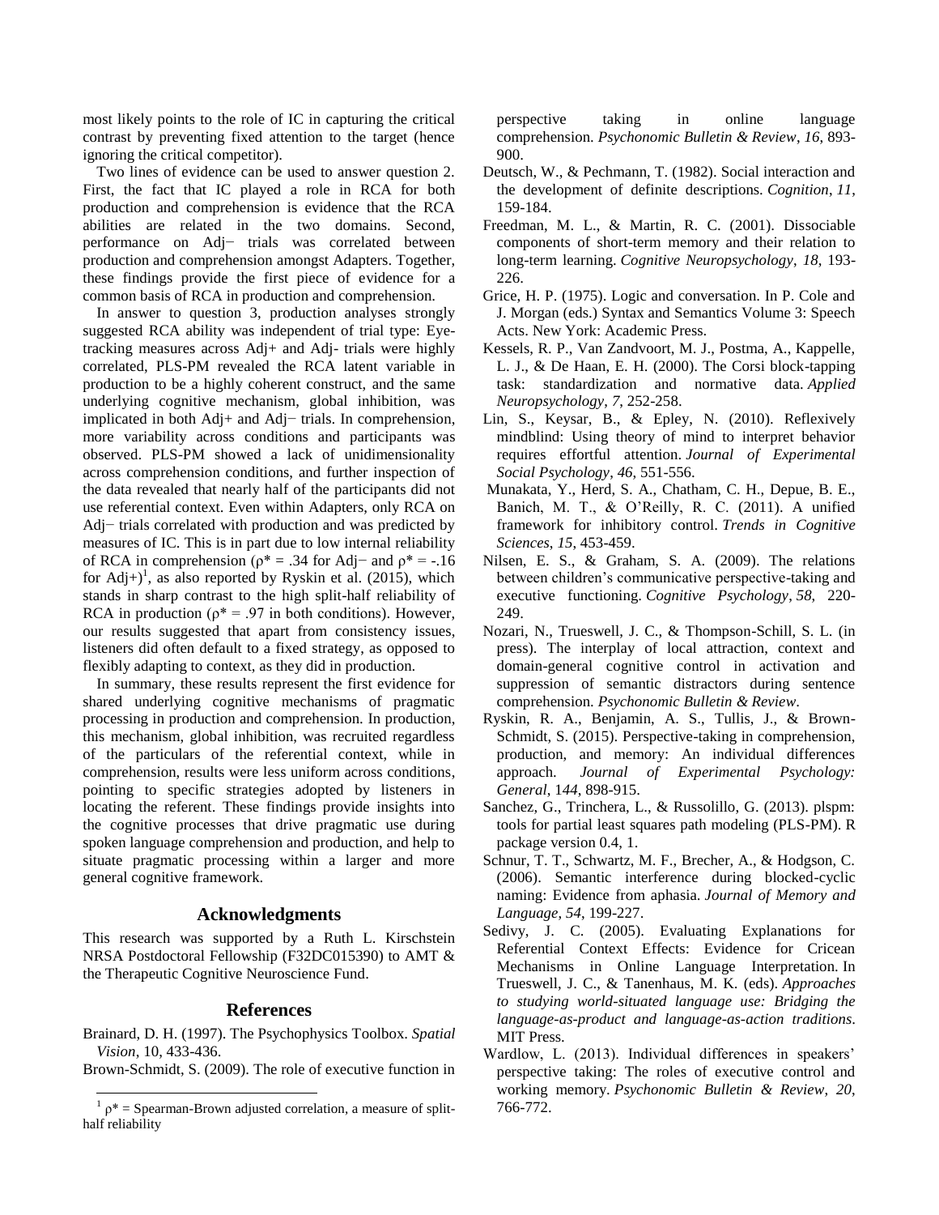most likely points to the role of IC in capturing the critical contrast by preventing fixed attention to the target (hence ignoring the critical competitor).

Two lines of evidence can be used to answer question 2. First, the fact that IC played a role in RCA for both production and comprehension is evidence that the RCA abilities are related in the two domains. Second, performance on Adj− trials was correlated between production and comprehension amongst Adapters. Together, these findings provide the first piece of evidence for a common basis of RCA in production and comprehension.

In answer to question 3, production analyses strongly suggested RCA ability was independent of trial type: Eye-tracking measures across Adj+ and Adj- trials were highly correlated, PLS-PM revealed the RCA latent variable in production to be a highly coherent construct, and the same underlying cognitive mechanism, global inhibition, was implicated in both Adj+ and Adj− trials. In comprehension, more variability across conditions and participants was observed. PLS-PM showed a lack of unidimensionality across comprehension conditions, and further inspection of the data revealed that nearly half of the participants did not use referential context. Even within Adapters, only RCA on Adj− trials correlated with production and was predicted by measures of IC. This is in part due to low internal reliability of RCA in comprehension ($\rho^* = .34$ for Adj− and $\rho^* = -.16$ for Adj+)[1], as also reported by Ryskin et al. (2015), which stands in sharp contrast to the high split-half reliability of RCA in production ($\rho^* = .97$ in both conditions). However, our results suggested that apart from consistency issues, listeners did often default to a fixed strategy, as opposed to flexibly adapting to context, as they did in production.

In summary, these results represent the first evidence for shared underlying cognitive mechanisms of pragmatic processing in production and comprehension. In production, this mechanism, global inhibition, was recruited regardless of the particulars of the referential context, while in comprehension, results were less uniform across conditions, pointing to specific strategies adopted by listeners in locating the referent. These findings provide insights into the cognitive processes that drive pragmatic use during spoken language comprehension and production, and help to situate pragmatic processing within a larger and more general cognitive framework.

## Acknowledgments

This research was supported by a Ruth L. Kirschstein NRSA Postdoctoral Fellowship (F32DC015390) to AMT & the Therapeutic Cognitive Neuroscience Fund.

## References

Brainard, D. H. (1997). The Psychophysics Toolbox. *Spatial Vision*, 10, 433-436.

Brown-Schmidt, S. (2009). The role of executive function in perspective taking in online language comprehension. *Psychonomic Bulletin & Review*, *16*, 893-900.

Deutsch, W., & Pechmann, T. (1982). Social interaction and the development of definite descriptions. *Cognition*, *11*, 159-184.

Freedman, M. L., & Martin, R. C. (2001). Dissociable components of short-term memory and their relation to long-term learning. *Cognitive Neuropsychology*, *18*, 193-226.

Grice, H. P. (1975). Logic and conversation. In P. Cole and J. Morgan (eds.) Syntax and Semantics Volume 3: Speech Acts. New York: Academic Press.

Kessels, R. P., Van Zandvoort, M. J., Postma, A., Kappelle, L. J., & De Haan, E. H. (2000). The Corsi block-tapping task: standardization and normative data. *Applied Neuropsychology*, *7*, 252-258.

Lin, S., Keysar, B., & Epley, N. (2010). Reflexively mindblind: Using theory of mind to interpret behavior requires effortful attention. *Journal of Experimental Social Psychology*, *46*, 551-556.

Munakata, Y., Herd, S. A., Chatham, C. H., Depue, B. E., Banich, M. T., & O'Reilly, R. C. (2011). A unified framework for inhibitory control. *Trends in Cognitive Sciences*, *15*, 453-459.

Nilsen, E. S., & Graham, S. A. (2009). The relations between children's communicative perspective-taking and executive functioning. *Cognitive Psychology*, *58*, 220-249.

Nozari, N., Trueswell, J. C., & Thompson-Schill, S. L. (in press). The interplay of local attraction, context and domain-general cognitive control in activation and suppression of semantic distractors during sentence comprehension. *Psychonomic Bulletin & Review*.

Ryskin, R. A., Benjamin, A. S., Tullis, J., & Brown-Schmidt, S. (2015). Perspective-taking in comprehension, production, and memory: An individual differences approach. *Journal of Experimental Psychology: General*, 1*44*, 898-915.

Sanchez, G., Trinchera, L., & Russolillo, G. (2013). plspm: tools for partial least squares path modeling (PLS-PM). R package version 0.4, 1.

Schnur, T. T., Schwartz, M. F., Brecher, A., & Hodgson, C. (2006). Semantic interference during blocked-cyclic naming: Evidence from aphasia. *Journal of Memory and Language*, *54*, 199-227.

Sedivy, J. C. (2005). Evaluating Explanations for Referential Context Effects: Evidence for Cricean Mechanisms in Online Language Interpretation. In Trueswell, J. C., & Tanenhaus, M. K. (eds). *Approaches to studying world-situated language use: Bridging the language-as-product and language-as-action traditions*. MIT Press.

Wardlow, L. (2013). Individual differences in speakers' perspective taking: The roles of executive control and working memory. *Psychonomic Bulletin & Review*, *20*, 766-772.

[1] $\rho^*$ = Spearman-Brown adjusted correlation, a measure of split-half reliability